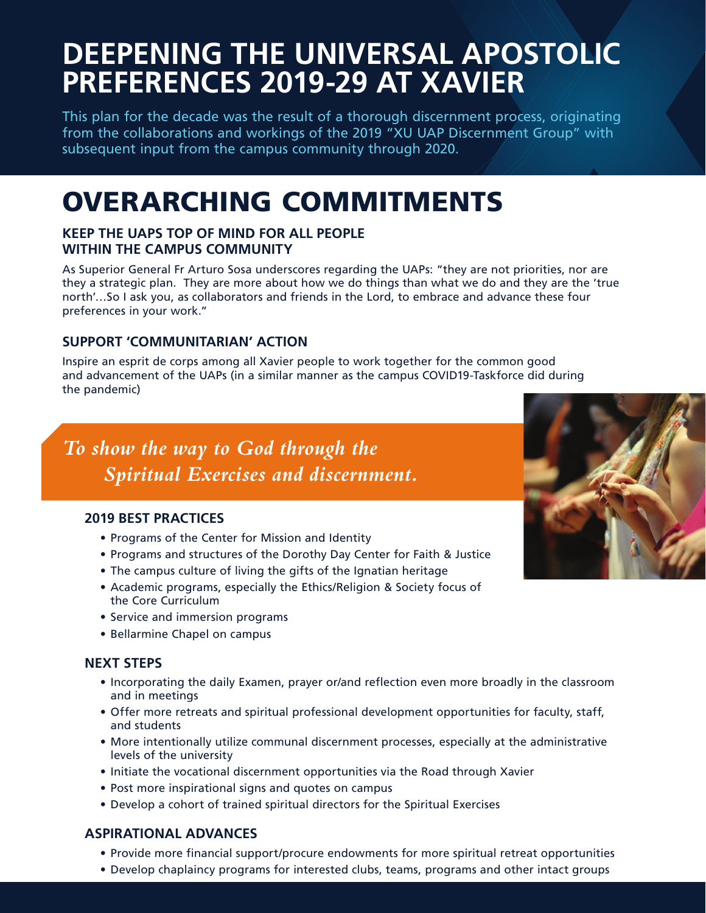# DEEPENING THE UNIVERSAL APOSTOLIC PREFERENCES 2019-29 AT XAVIER

This plan for the decade was the result of a thorough discernment process, originating from the collaborations and workings of the 2019 "XU UAP Discernment Group" with subsequent input from the campus community through 2020.

# OVERARCHING COMMITMENTS

### KEEP THE UAPS TOP OF MIND FOR ALL PEOPLE WITHIN THE CAMPUS COMMUNITY

As Superior General Fr Arturo Sosa underscores regarding the UAPs: "they are not priorities, nor are they a strategic plan. They are more about how we do things than what we do and they are the 'true north'…So I ask you, as collaborators and friends in the Lord, to embrace and advance these four preferences in your work."

### SUPPORT 'COMMUNITARIAN' ACTION

Inspire an esprit de corps among all Xavier people to work together for the common good and advancement of the UAPs (in a similar manner as the campus COVID19-Taskforce did during the pandemic)

## *To show the way to God through the Spiritual Exercises and discernment.*

### 2019 BEST PRACTICES

- Programs of the Center for Mission and Identity
- Programs and structures of the Dorothy Day Center for Faith & Justice
- The campus culture of living the gifts of the Ignatian heritage
- Academic programs, especially the Ethics/Religion & Society focus of the Core Curriculum
- Service and immersion programs
- Bellarmine Chapel on campus

### NEXT STEPS

- Incorporating the daily Examen, prayer or/and reflection even more broadly in the classroom and in meetings
- Offer more retreats and spiritual professional development opportunities for faculty, staff, and students
- More intentionally utilize communal discernment processes, especially at the administrative levels of the university
- Initiate the vocational discernment opportunities via the Road through Xavier
- Post more inspirational signs and quotes on campus
- Develop a cohort of trained spiritual directors for the Spiritual Exercises

### ASPIRATIONAL ADVANCES

- Provide more financial support/procure endowments for more spiritual retreat opportunities
- Develop chaplaincy programs for interested clubs, teams, programs and other intact groups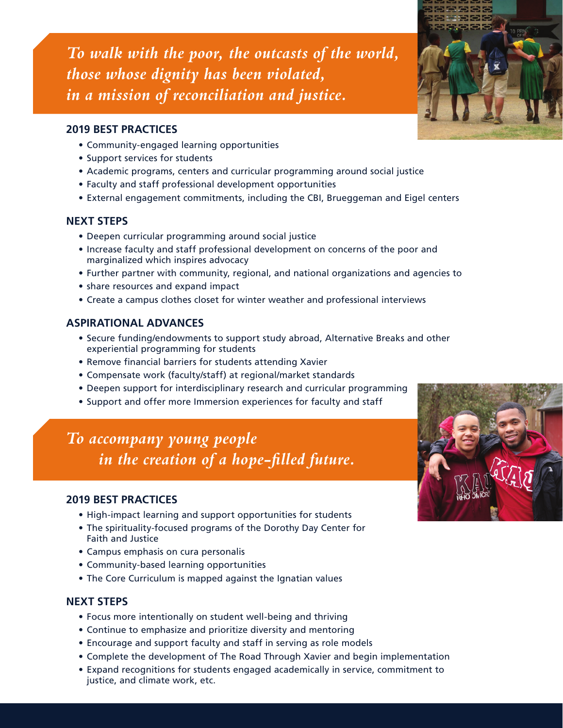## *To walk with the poor, the outcasts of the world, those whose dignity has been violated, in a mission of reconciliation and justice.*

### 2019 BEST PRACTICES

- Community-engaged learning opportunities
- Support services for students
- Academic programs, centers and curricular programming around social justice
- Faculty and staff professional development opportunities
- External engagement commitments, including the CBI, Brueggeman and Eigel centers

### NEXT STEPS

- Deepen curricular programming around social justice
- Increase faculty and staff professional development on concerns of the poor and marginalized which inspires advocacy
- Further partner with community, regional, and national organizations and agencies to
- share resources and expand impact
- Create a campus clothes closet for winter weather and professional interviews

### ASPIRATIONAL ADVANCES

- Secure funding/endowments to support study abroad, Alternative Breaks and other experiential programming for students
- Remove financial barriers for students attending Xavier
- Compensate work (faculty/staff) at regional/market standards
- Deepen support for interdisciplinary research and curricular programming
- Support and offer more Immersion experiences for faculty and staff

## *To accompany young people in the creation of a hope-filled future.*

### 2019 BEST PRACTICES

- High-impact learning and support opportunities for students
- The spirituality-focused programs of the Dorothy Day Center for Faith and Justice
- Campus emphasis on cura personalis
- Community-based learning opportunities
- The Core Curriculum is mapped against the Ignatian values

### NEXT STEPS

- Focus more intentionally on student well-being and thriving
- Continue to emphasize and prioritize diversity and mentoring
- Encourage and support faculty and staff in serving as role models
- Complete the development of The Road Through Xavier and begin implementation
- Expand recognitions for students engaged academically in service, commitment to justice, and climate work, etc.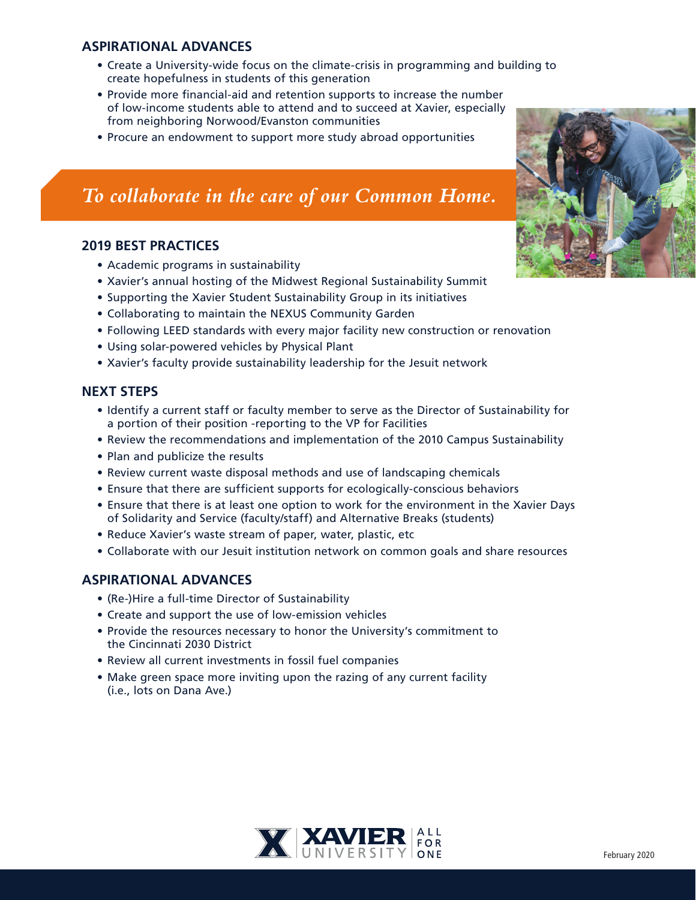## ASPIRATIONAL ADVANCES

- Create a University-wide focus on the climate-crisis in programming and building to create hopefulness in students of this generation
- Provide more financial-aid and retention supports to increase the number of low-income students able to attend and to succeed at Xavier, especially from neighboring Norwood/Evanston communities
- Procure an endowment to support more study abroad opportunities

# *To collaborate in the care of our Common Home.*

## 2019 BEST PRACTICES

- Academic programs in sustainability
- Xavier's annual hosting of the Midwest Regional Sustainability Summit
- Supporting the Xavier Student Sustainability Group in its initiatives
- Collaborating to maintain the NEXUS Community Garden
- Following LEED standards with every major facility new construction or renovation
- Using solar-powered vehicles by Physical Plant
- Xavier's faculty provide sustainability leadership for the Jesuit network

## NEXT STEPS

- Identify a current staff or faculty member to serve as the Director of Sustainability for a portion of their position -reporting to the VP for Facilities
- Review the recommendations and implementation of the 2010 Campus Sustainability
- Plan and publicize the results
- Review current waste disposal methods and use of landscaping chemicals
- Ensure that there are sufficient supports for ecologically-conscious behaviors
- Ensure that there is at least one option to work for the environment in the Xavier Days of Solidarity and Service (faculty/staff) and Alternative Breaks (students)
- Reduce Xavier's waste stream of paper, water, plastic, etc
- Collaborate with our Jesuit institution network on common goals and share resources

## ASPIRATIONAL ADVANCES

- (Re-)Hire a full-time Director of Sustainability
- Create and support the use of low-emission vehicles
- Provide the resources necessary to honor the University's commitment to the Cincinnati 2030 District
- Review all current investments in fossil fuel companies
- Make green space more inviting upon the razing of any current facility (i.e., lots on Dana Ave.)

XAVIER UNIVERSITY | ALL FOR ONE

February 2020